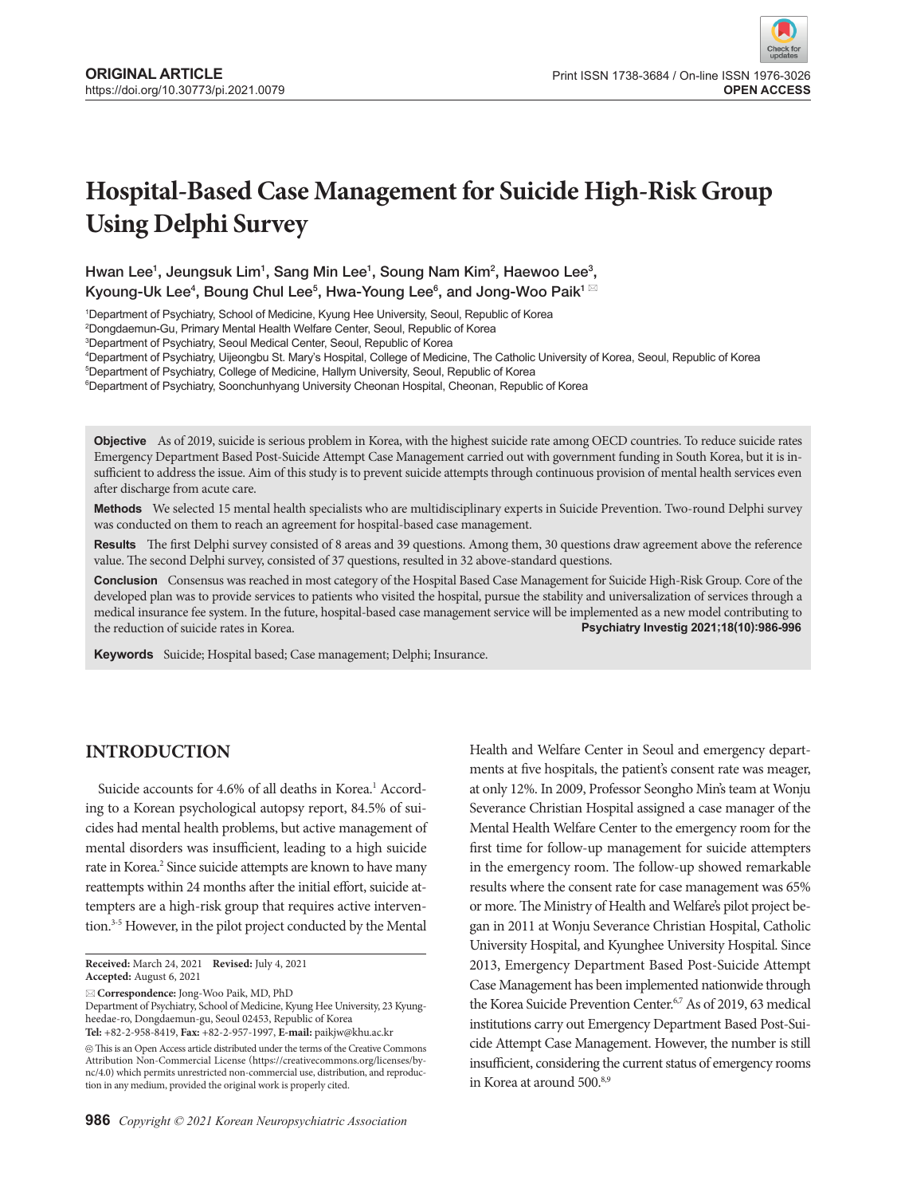ORIGINAL ARTICLE
https://doi.org/10.30773/pi.2021.0079

Print ISSN 1738-3684 / On-line ISSN 1976-3026
OPEN ACCESS

# Hospital-Based Case Management for Suicide High-Risk Group Using Delphi Survey

Hwan Lee[1], Jeungsuk Lim[1], Sang Min Lee[1], Soung Nam Kim[2], Haewoo Lee[3], Kyoung-Uk Lee[4], Boung Chul Lee[5], Hwa-Young Lee[6], and Jong-Woo Paik[1]

[1]Department of Psychiatry, School of Medicine, Kyung Hee University, Seoul, Republic of Korea
[2]Dongdaemun-Gu, Primary Mental Health Welfare Center, Seoul, Republic of Korea
[3]Department of Psychiatry, Seoul Medical Center, Seoul, Republic of Korea
[4]Department of Psychiatry, Uijeongbu St. Mary's Hospital, College of Medicine, The Catholic University of Korea, Seoul, Republic of Korea
[5]Department of Psychiatry, College of Medicine, Hallym University, Seoul, Republic of Korea
[6]Department of Psychiatry, Soonchunhyang University Cheonan Hospital, Cheonan, Republic of Korea

**Objective** As of 2019, suicide is serious problem in Korea, with the highest suicide rate among OECD countries. To reduce suicide rates Emergency Department Based Post-Suicide Attempt Case Management carried out with government funding in South Korea, but it is insufficient to address the issue. Aim of this study is to prevent suicide attempts through continuous provision of mental health services even after discharge from acute care.

**Methods** We selected 15 mental health specialists who are multidisciplinary experts in Suicide Prevention. Two-round Delphi survey was conducted on them to reach an agreement for hospital-based case management.

**Results** The first Delphi survey consisted of 8 areas and 39 questions. Among them, 30 questions draw agreement above the reference value. The second Delphi survey, consisted of 37 questions, resulted in 32 above-standard questions.

**Conclusion** Consensus was reached in most category of the Hospital Based Case Management for Suicide High-Risk Group. Core of the developed plan was to provide services to patients who visited the hospital, pursue the stability and universalization of services through a medical insurance fee system. In the future, hospital-based case management service will be implemented as a new model contributing to the reduction of suicide rates in Korea.
**Psychiatry Investig 2021;18(10):986-996**

**Keywords** Suicide; Hospital based; Case management; Delphi; Insurance.

## INTRODUCTION

Suicide accounts for 4.6% of all deaths in Korea.[1] According to a Korean psychological autopsy report, 84.5% of suicides had mental health problems, but active management of mental disorders was insufficient, leading to a high suicide rate in Korea.[2] Since suicide attempts are known to have many reattempts within 24 months after the initial effort, suicide attempters are a high-risk group that requires active intervention.[3-5] However, in the pilot project conducted by the Mental Health and Welfare Center in Seoul and emergency departments at five hospitals, the patient's consent rate was meager, at only 12%. In 2009, Professor Seongho Min's team at Wonju Severance Christian Hospital assigned a case manager of the Mental Health Welfare Center to the emergency room for the first time for follow-up management for suicide attempters in the emergency room. The follow-up showed remarkable results where the consent rate for case management was 65% or more. The Ministry of Health and Welfare's pilot project began in 2011 at Wonju Severance Christian Hospital, Catholic University Hospital, and Kyunghee University Hospital. Since 2013, Emergency Department Based Post-Suicide Attempt Case Management has been implemented nationwide through the Korea Suicide Prevention Center.[6,7] As of 2019, 63 medical institutions carry out Emergency Department Based Post-Suicide Attempt Case Management. However, the number is still insufficient, considering the current status of emergency rooms in Korea at around 500.[8,9]

**Received:** March 24, 2021 **Revised:** July 4, 2021
**Accepted:** August 6, 2021

✉ **Correspondence:** Jong-Woo Paik, MD, PhD
Department of Psychiatry, School of Medicine, Kyung Hee University, 23 Kyungheedae-ro, Dongdaemun-gu, Seoul 02453, Republic of Korea
**Tel:** +82-2-958-8419, **Fax:** +82-2-957-1997, **E-mail:** paikjw@khu.ac.kr

This is an Open Access article distributed under the terms of the Creative Commons Attribution Non-Commercial License (https://creativecommons.org/licenses/by-nc/4.0) which permits unrestricted non-commercial use, distribution, and reproduction in any medium, provided the original work is properly cited.

*Copyright © 2021 Korean Neuropsychiatric Association*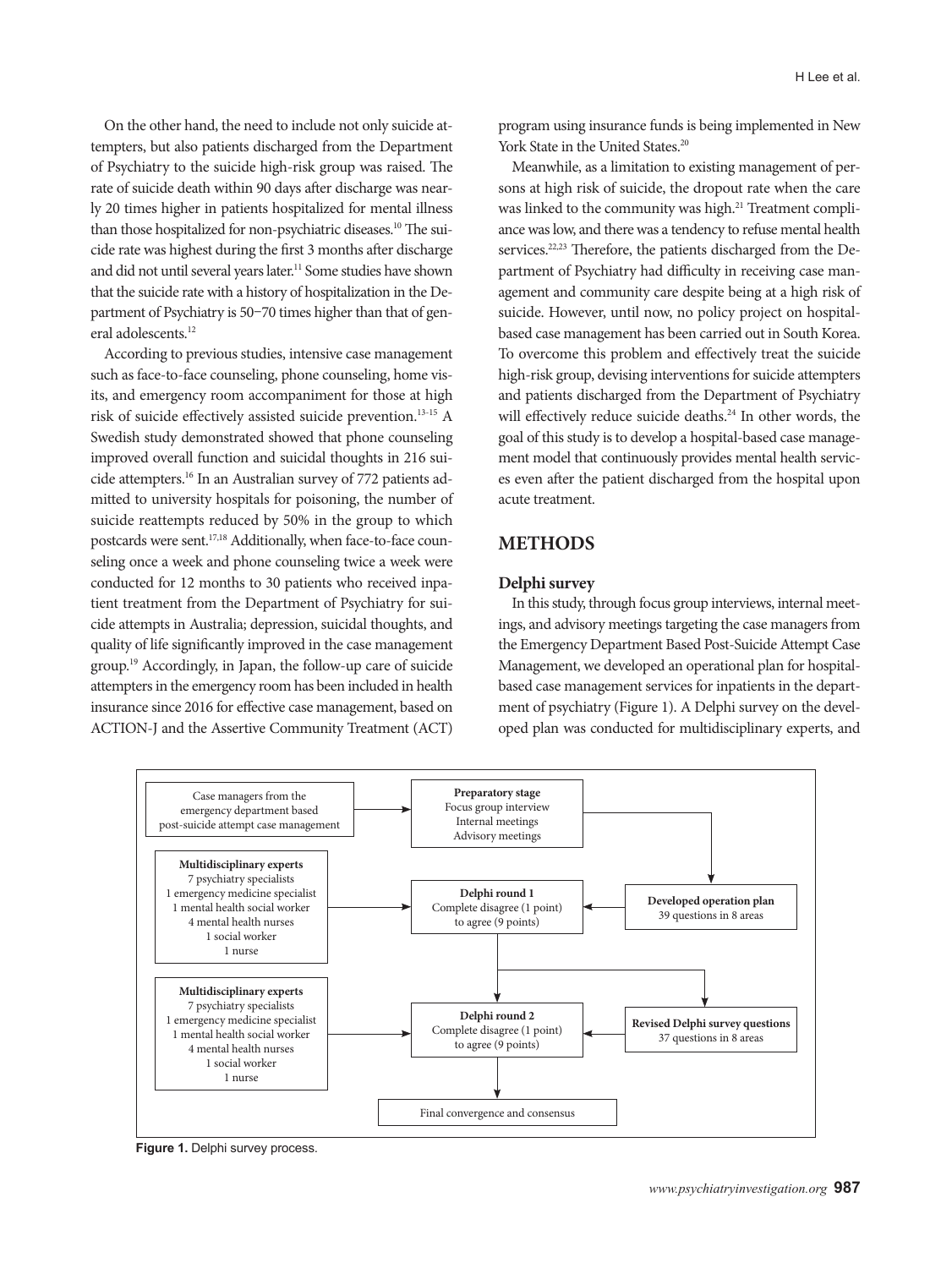On the other hand, the need to include not only suicide attempters, but also patients discharged from the Department of Psychiatry to the suicide high-risk group was raised. The rate of suicide death within 90 days after discharge was nearly 20 times higher in patients hospitalized for mental illness than those hospitalized for non-psychiatric diseases.[10] The suicide rate was highest during the first 3 months after discharge and did not until several years later.[11] Some studies have shown that the suicide rate with a history of hospitalization in the Department of Psychiatry is 50–70 times higher than that of general adolescents.[12]

According to previous studies, intensive case management such as face-to-face counseling, phone counseling, home visits, and emergency room accompaniment for those at high risk of suicide effectively assisted suicide prevention.[13-15] A Swedish study demonstrated showed that phone counseling improved overall function and suicidal thoughts in 216 suicide attempters.[16] In an Australian survey of 772 patients admitted to university hospitals for poisoning, the number of suicide reattempts reduced by 50% in the group to which postcards were sent.[17,18] Additionally, when face-to-face counseling once a week and phone counseling twice a week were conducted for 12 months to 30 patients who received inpatient treatment from the Department of Psychiatry for suicide attempts in Australia; depression, suicidal thoughts, and quality of life significantly improved in the case management group.[19] Accordingly, in Japan, the follow-up care of suicide attempters in the emergency room has been included in health insurance since 2016 for effective case management, based on ACTION-J and the Assertive Community Treatment (ACT) program using insurance funds is being implemented in New York State in the United States.[20]

Meanwhile, as a limitation to existing management of persons at high risk of suicide, the dropout rate when the care was linked to the community was high.[21] Treatment compliance was low, and there was a tendency to refuse mental health services.[22,23] Therefore, the patients discharged from the Department of Psychiatry had difficulty in receiving case management and community care despite being at a high risk of suicide. However, until now, no policy project on hospital-based case management has been carried out in South Korea. To overcome this problem and effectively treat the suicide high-risk group, devising interventions for suicide attempters and patients discharged from the Department of Psychiatry will effectively reduce suicide deaths.[24] In other words, the goal of this study is to develop a hospital-based case management model that continuously provides mental health services even after the patient discharged from the hospital upon acute treatment.

## METHODS

### Delphi survey

In this study, through focus group interviews, internal meetings, and advisory meetings targeting the case managers from the Emergency Department Based Post-Suicide Attempt Case Management, we developed an operational plan for hospital-based case management services for inpatients in the department of psychiatry (Figure 1). A Delphi survey on the developed plan was conducted for multidisciplinary experts, and

- Case managers from the emergency department based post-suicide attempt case management → **Preparatory stage**: Focus group interview, Internal meetings, Advisory meetings → **Developed operation plan**: 39 questions in 8 areas
- **Multidisciplinary experts**: 7 psychiatry specialists, 1 emergency medicine specialist, 1 mental health social worker, 4 mental health nurses, 1 social worker, 1 nurse → **Delphi round 1**: Complete disagree (1 point) to agree (9 points)
- **Revised Delphi survey questions**: 37 questions in 8 areas
- **Multidisciplinary experts**: 7 psychiatry specialists, 1 emergency medicine specialist, 1 mental health social worker, 4 mental health nurses, 1 social worker, 1 nurse → **Delphi round 2**: Complete disagree (1 point) to agree (9 points)
- Final convergence and consensus

**Figure 1.** Delphi survey process.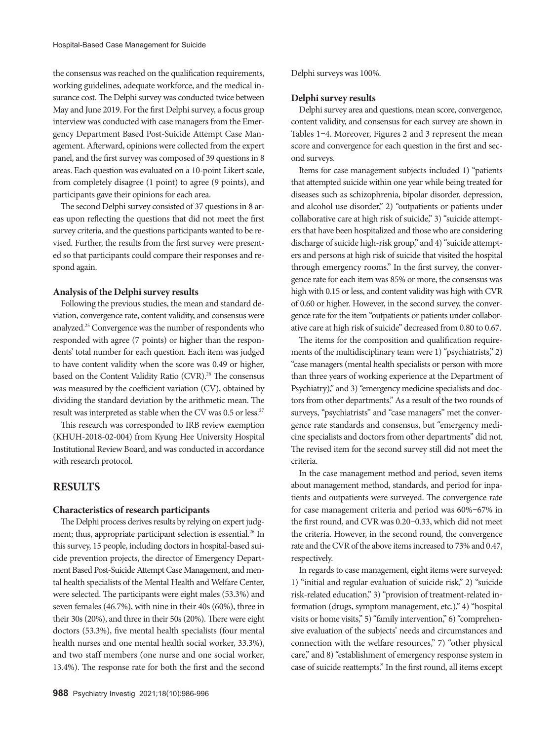the consensus was reached on the qualification requirements, working guidelines, adequate workforce, and the medical insurance cost. The Delphi survey was conducted twice between May and June 2019. For the first Delphi survey, a focus group interview was conducted with case managers from the Emergency Department Based Post-Suicide Attempt Case Management. Afterward, opinions were collected from the expert panel, and the first survey was composed of 39 questions in 8 areas. Each question was evaluated on a 10-point Likert scale, from completely disagree (1 point) to agree (9 points), and participants gave their opinions for each area.

The second Delphi survey consisted of 37 questions in 8 areas upon reflecting the questions that did not meet the first survey criteria, and the questions participants wanted to be revised. Further, the results from the first survey were presented so that participants could compare their responses and respond again.

### Analysis of the Delphi survey results

Following the previous studies, the mean and standard deviation, convergence rate, content validity, and consensus were analyzed.[25] Convergence was the number of respondents who responded with agree (7 points) or higher than the respondents' total number for each question. Each item was judged to have content validity when the score was 0.49 or higher, based on the Content Validity Ratio (CVR).[26] The consensus was measured by the coefficient variation (CV), obtained by dividing the standard deviation by the arithmetic mean. The result was interpreted as stable when the CV was 0.5 or less.[27]

This research was corresponded to IRB review exemption (KHUH-2018-02-004) from Kyung Hee University Hospital Institutional Review Board, and was conducted in accordance with research protocol.

## RESULTS

### Characteristics of research participants

The Delphi process derives results by relying on expert judgment; thus, appropriate participant selection is essential.[26] In this survey, 15 people, including doctors in hospital-based suicide prevention projects, the director of Emergency Department Based Post-Suicide Attempt Case Management, and mental health specialists of the Mental Health and Welfare Center, were selected. The participants were eight males (53.3%) and seven females (46.7%), with nine in their 40s (60%), three in their 30s (20%), and three in their 50s (20%). There were eight doctors (53.3%), five mental health specialists (four mental health nurses and one mental health social worker, 33.3%), and two staff members (one nurse and one social worker, 13.4%). The response rate for both the first and the second Delphi surveys was 100%.

### Delphi survey results

Delphi survey area and questions, mean score, convergence, content validity, and consensus for each survey are shown in Tables 1–4. Moreover, Figures 2 and 3 represent the mean score and convergence for each question in the first and second surveys.

Items for case management subjects included 1) "patients that attempted suicide within one year while being treated for diseases such as schizophrenia, bipolar disorder, depression, and alcohol use disorder," 2) "outpatients or patients under collaborative care at high risk of suicide," 3) "suicide attempters that have been hospitalized and those who are considering discharge of suicide high-risk group," and 4) "suicide attempters and persons at high risk of suicide that visited the hospital through emergency rooms." In the first survey, the convergence rate for each item was 85% or more, the consensus was high with 0.15 or less, and content validity was high with CVR of 0.60 or higher. However, in the second survey, the convergence rate for the item "outpatients or patients under collaborative care at high risk of suicide" decreased from 0.80 to 0.67.

The items for the composition and qualification requirements of the multidisciplinary team were 1) "psychiatrists," 2) "case managers (mental health specialists or person with more than three years of working experience at the Department of Psychiatry)," and 3) "emergency medicine specialists and doctors from other departments." As a result of the two rounds of surveys, "psychiatrists" and "case managers" met the convergence rate standards and consensus, but "emergency medicine specialists and doctors from other departments" did not. The revised item for the second survey still did not meet the criteria.

In the case management method and period, seven items about management method, standards, and period for inpatients and outpatients were surveyed. The convergence rate for case management criteria and period was 60%–67% in the first round, and CVR was 0.20–0.33, which did not meet the criteria. However, in the second round, the convergence rate and the CVR of the above items increased to 73% and 0.47, respectively.

In regards to case management, eight items were surveyed: 1) "initial and regular evaluation of suicide risk," 2) "suicide risk-related education," 3) "provision of treatment-related information (drugs, symptom management, etc.)," 4) "hospital visits or home visits," 5) "family intervention," 6) "comprehensive evaluation of the subjects' needs and circumstances and connection with the welfare resources," 7) "other physical care," and 8) "establishment of emergency response system in case of suicide reattempts." In the first round, all items except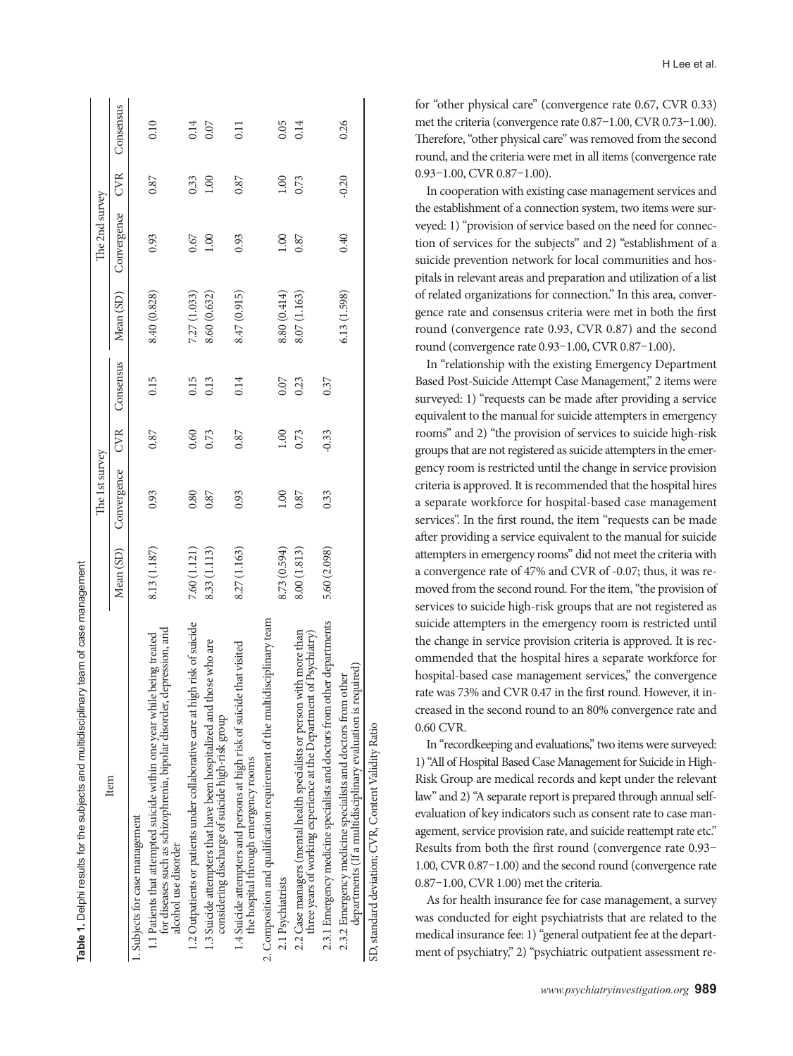**Table 1.** Delphi results for the subjects and multidisciplinary team of case management

| Item | The 1st survey | | | | The 2nd survey | | | |
|---|---|---|---|---|---|---|---|---|
| | Mean (SD) | Convergence | CVR | Consensus | Mean (SD) | Convergence | CVR | Consensus |
| 1. Subjects for case management | | | | | | | | |
| 1.1 Patients that attempted suicide within one year while being treated for diseases such as schizophrenia, bipolar disorder, depression, and alcohol use disorder | 8.13 (1.187) | 0.93 | 0.87 | 0.15 | 8.40 (0.828) | 0.93 | 0.87 | 0.10 |
| 1.2 Outpatients or patients under collaborative care at high risk of suicide | 7.60 (1.121) | 0.80 | 0.60 | 0.15 | 7.27 (1.033) | 0.67 | 0.33 | 0.14 |
| 1.3 Suicide attempters that have been hospitalized and those who are considering discharge of suicide high-risk group | 8.33 (1.113) | 0.87 | 0.73 | 0.13 | 8.60 (0.632) | 1.00 | 1.00 | 0.07 |
| 1.4 Suicide attempters and persons at high risk of suicide that visited the hospital through emergency rooms | 8.27 (1.163) | 0.93 | 0.87 | 0.14 | 8.47 (0.915) | 0.93 | 0.87 | 0.11 |
| 2. Composition and qualification requirement of the multidisciplinary team | | | | | | | | |
| 2.1 Psychiatrists | 8.73 (0.594) | 1.00 | 1.00 | 0.07 | 8.80 (0.414) | 1.00 | 1.00 | 0.05 |
| 2.2 Case managers (mental health specialists or person with more than three years of working experience at the Department of Psychiatry) | 8.00 (1.813) | 0.87 | 0.73 | 0.23 | 8.07 (1.163) | 0.87 | 0.73 | 0.14 |
| 2.3.1 Emergency medicine specialists and doctors from other departments | 5.60 (2.098) | 0.33 | -0.33 | 0.37 | | | | |
| 2.3.2 Emergency medicine specialists and doctors from other departments (If a multidisciplinary evaluation is required) | | | | | 6.13 (1.598) | 0.40 | -0.20 | 0.26 |

SD, standard deviation; CVR, Content Validity Ratio

for "other physical care" (convergence rate 0.67, CVR 0.33) met the criteria (convergence rate 0.87–1.00, CVR 0.73–1.00). Therefore, "other physical care" was removed from the second round, and the criteria were met in all items (convergence rate 0.93–1.00, CVR 0.87–1.00).

In cooperation with existing case management services and the establishment of a connection system, two items were surveyed: 1) "provision of service based on the need for connection of services for the subjects" and 2) "establishment of a suicide prevention network for local communities and hospitals in relevant areas and preparation and utilization of a list of related organizations for connection." In this area, convergence rate and consensus criteria were met in both the first round (convergence rate 0.93, CVR 0.87) and the second round (convergence rate 0.93–1.00, CVR 0.87–1.00).

In "relationship with the existing Emergency Department Based Post-Suicide Attempt Case Management," 2 items were surveyed: 1) "requests can be made after providing a service equivalent to the manual for suicide attempters in emergency rooms" and 2) "the provision of services to suicide high-risk groups that are not registered as suicide attempters in the emergency room is restricted until the change in service provision criteria is approved. It is recommended that the hospital hires a separate workforce for hospital-based case management services". In the first round, the item "requests can be made after providing a service equivalent to the manual for suicide attempters in emergency rooms" did not meet the criteria with a convergence rate of 47% and CVR of -0.07; thus, it was removed from the second round. For the item, "the provision of services to suicide high-risk groups that are not registered as suicide attempters in the emergency room is restricted until the change in service provision criteria is approved. It is recommended that the hospital hires a separate workforce for hospital-based case management services," the convergence rate was 73% and CVR 0.47 in the first round. However, it increased in the second round to an 80% convergence rate and 0.60 CVR.

In "recordkeeping and evaluations," two items were surveyed: 1) "All of Hospital Based Case Management for Suicide in High-Risk Group are medical records and kept under the relevant law" and 2) "A separate report is prepared through annual self-evaluation of key indicators such as consent rate to case management, service provision rate, and suicide reattempt rate etc." Results from both the first round (convergence rate 0.93–1.00, CVR 0.87–1.00) and the second round (convergence rate 0.87–1.00, CVR 1.00) met the criteria.

As for health insurance fee for case management, a survey was conducted for eight psychiatrists that are related to the medical insurance fee: 1) "general outpatient fee at the department of psychiatry," 2) "psychiatric outpatient assessment re-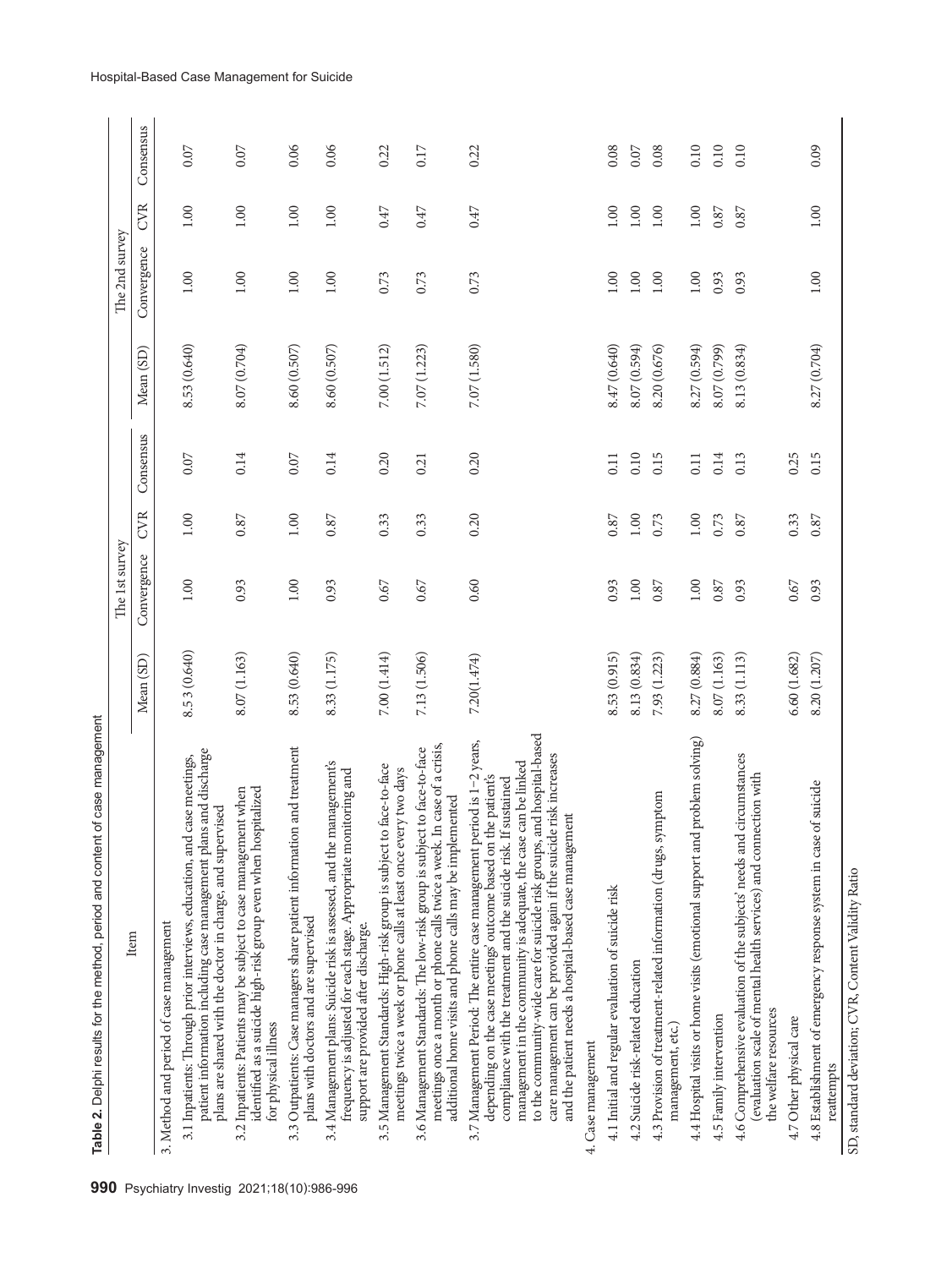**Table 2.** Delphi results for the method, period and content of case management

| Item | The 1st survey | | | | The 2nd survey | | | |
|---|---|---|---|---|---|---|---|---|
| | Mean (SD) | Convergence | CVR | Consensus | Mean (SD) | Convergence | CVR | Consensus |
| 3. Method and period of case management | | | | | | | | |
| 3.1 Inpatients: Through prior interviews, education, and case meetings, patient information including case management plans and discharge plans are shared with the doctor in charge, and supervised | 8.5 3 (0.640) | 1.00 | 1.00 | 0.07 | 8.53 (0.640) | 1.00 | 1.00 | 0.07 |
| 3.2 Inpatients: Patients may be subject to case management when identified as a suicide high-risk group even when hospitalized for physical illness | 8.07 (1.163) | 0.93 | 0.87 | 0.14 | 8.07 (0.704) | 1.00 | 1.00 | 0.07 |
| 3.3 Outpatients: Case managers share patient information and treatment plans with doctors and are supervised | 8.53 (0.640) | 1.00 | 1.00 | 0.07 | 8.60 (0.507) | 1.00 | 1.00 | 0.06 |
| 3.4 Management plans: Suicide risk is assessed, and the management's frequency is adjusted for each stage. Appropriate monitoring and support are provided after discharge. | 8.33 (1.175) | 0.93 | 0.87 | 0.14 | 8.60 (0.507) | 1.00 | 1.00 | 0.06 |
| 3.5 Management Standards: High-risk group is subject to face-to-face meetings twice a week or phone calls at least once every two days | 7.00 (1.414) | 0.67 | 0.33 | 0.20 | 7.00 (1.512) | 0.73 | 0.47 | 0.22 |
| 3.6 Management Standards: The low-risk group is subject to face-to-face meetings once a month or phone calls twice a week. In case of a crisis, additional home visits and phone calls may be implemented | 7.13 (1.506) | 0.67 | 0.33 | 0.21 | 7.07 (1.223) | 0.73 | 0.47 | 0.17 |
| 3.7 Management Period: The entire case management period is 1–2 years, depending on the case meetings' outcome based on the patient's compliance with the treatment and the suicide risk. If sustained management in the community is adequate, the case can be linked to the community-wide care for suicide risk groups, and hospital-based care management can be provided again if the suicide risk increases and the patient needs a hospital-based case management | 7.20(1.474) | 0.60 | 0.20 | 0.20 | 7.07 (1.580) | 0.73 | 0.47 | 0.22 |
| 4. Case management | | | | | | | | |
| 4.1 Initial and regular evaluation of suicide risk | 8.53 (0.915) | 0.93 | 0.87 | 0.11 | 8.47 (0.640) | 1.00 | 1.00 | 0.08 |
| 4.2 Suicide risk-related education | 8.13 (0.834) | 1.00 | 1.00 | 0.10 | 8.07 (0.594) | 1.00 | 1.00 | 0.07 |
| 4.3 Provision of treatment-related information (drugs, symptom management, etc.) | 7.93 (1.223) | 0.87 | 0.73 | 0.15 | 8.20 (0.676) | 1.00 | 1.00 | 0.08 |
| 4.4 Hospital visits or home visits (emotional support and problem solving) | 8.27 (0.884) | 1.00 | 1.00 | 0.11 | 8.27 (0.594) | 1.00 | 1.00 | 0.10 |
| 4.5 Family intervention | 8.07 (1.163) | 0.87 | 0.73 | 0.14 | 8.07 (0.799) | 0.93 | 0.87 | 0.10 |
| 4.6 Comprehensive evaluation of the subjects' needs and circumstances (evaluation scale of mental health services) and connection with the welfare resources | 8.33 (1.113) | 0.93 | 0.87 | 0.13 | 8.13 (0.834) | 0.93 | 0.87 | 0.10 |
| 4.7 Other physical care | 6.60 (1.682) | 0.67 | 0.33 | 0.25 | | | | |
| 4.8 Establishment of emergency response system in case of suicide reattempts | 8.20 (1.207) | 0.93 | 0.87 | 0.15 | 8.27 (0.704) | 1.00 | 1.00 | 0.09 |

SD, standard deviation; CVR, Content Validity Ratio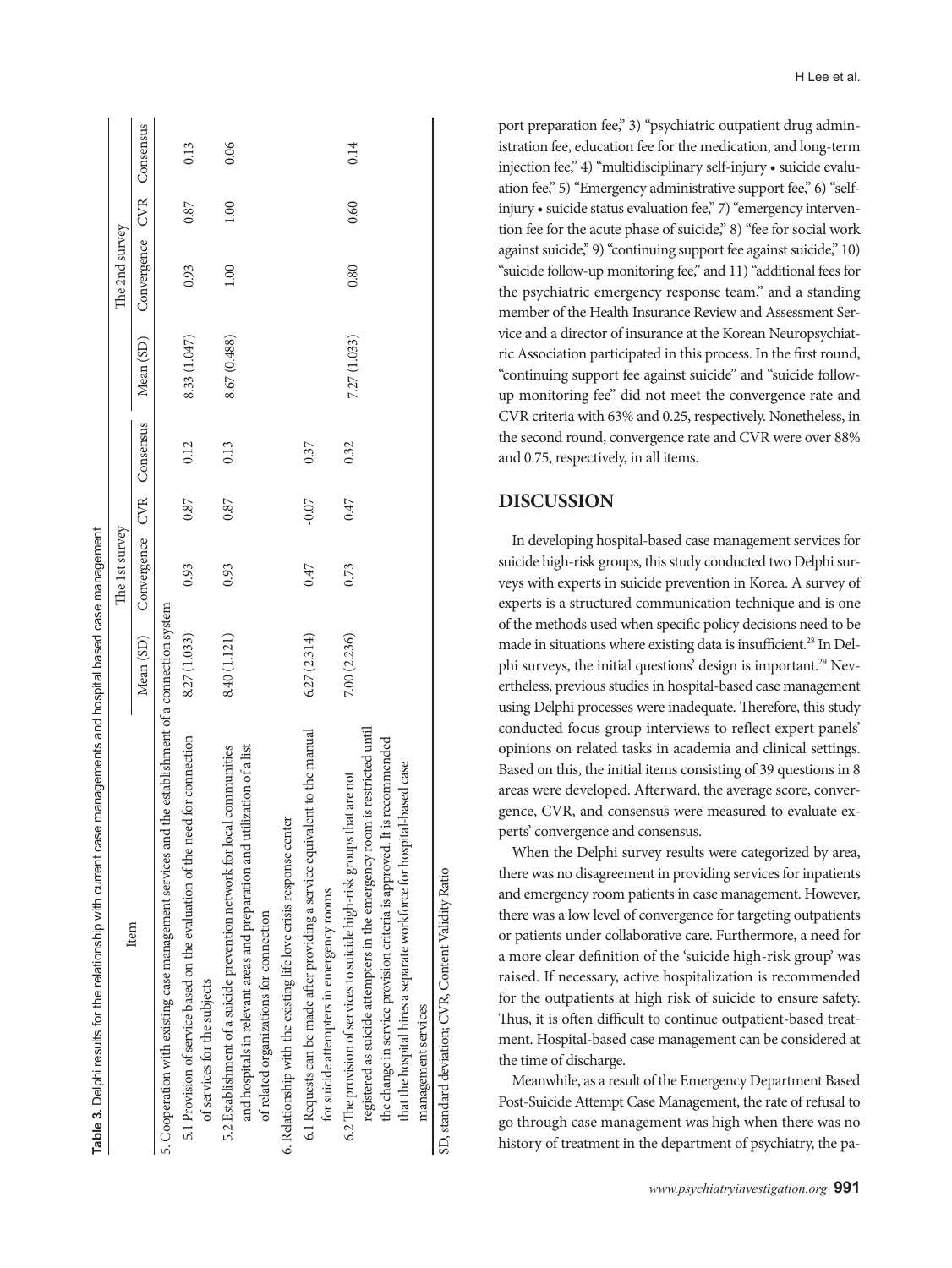**Table 3.** Delphi results for the relationship with current case managements and hospital based case management

| Item | The 1st survey | | | | The 2nd survey | | | |
|---|---|---|---|---|---|---|---|---|
| | Mean (SD) | Convergence | CVR | Consensus | Mean (SD) | Convergence | CVR | Consensus |
| 5. Cooperation with existing case management services and the establishment of a connection system | | | | | | | | |
| 5.1 Provision of service based on the evaluation of the need for connection of services for the subjects | 8.27 (1.033) | 0.93 | 0.87 | 0.12 | 8.33 (1.047) | 0.93 | 0.87 | 0.13 |
| 5.2 Establishment of a suicide prevention network for local communities and hospitals in relevant areas and preparation and utilization of a list of related organizations for connection | 8.40 (1.121) | 0.93 | 0.87 | 0.13 | 8.67 (0.488) | 1.00 | 1.00 | 0.06 |
| 6. Relationship with the existing life love crisis response center | | | | | | | | |
| 6.1 Requests can be made after providing a service equivalent to the manual for suicide attempters in emergency rooms | 6.27 (2.314) | 0.47 | -0.07 | 0.37 | | | | |
| 6.2 The provision of services to suicide high-risk groups that are not registered as suicide attempters in the emergency room is restricted until the change in service provision criteria is approved. It is recommended that the hospital hires a separate workforce for hospital-based case management services | 7.00 (2.236) | 0.73 | 0.47 | 0.32 | 7.27 (1.033) | 0.80 | 0.60 | 0.14 |

SD, standard deviation; CVR, Content Validity Ratio

port preparation fee," 3) "psychiatric outpatient drug administration fee, education fee for the medication, and long-term injection fee," 4) "multidisciplinary self-injury • suicide evaluation fee," 5) "Emergency administrative support fee," 6) "self-injury • suicide status evaluation fee," 7) "emergency intervention fee for the acute phase of suicide," 8) "fee for social work against suicide," 9) "continuing support fee against suicide," 10) "suicide follow-up monitoring fee," and 11) "additional fees for the psychiatric emergency response team," and a standing member of the Health Insurance Review and Assessment Service and a director of insurance at the Korean Neuropsychiatric Association participated in this process. In the first round, "continuing support fee against suicide" and "suicide follow-up monitoring fee" did not meet the convergence rate and CVR criteria with 63% and 0.25, respectively. Nonetheless, in the second round, convergence rate and CVR were over 88% and 0.75, respectively, in all items.

## DISCUSSION

In developing hospital-based case management services for suicide high-risk groups, this study conducted two Delphi surveys with experts in suicide prevention in Korea. A survey of experts is a structured communication technique and is one of the methods used when specific policy decisions need to be made in situations where existing data is insufficient.[28] In Delphi surveys, the initial questions' design is important.[29] Nevertheless, previous studies in hospital-based case management using Delphi processes were inadequate. Therefore, this study conducted focus group interviews to reflect expert panels' opinions on related tasks in academia and clinical settings. Based on this, the initial items consisting of 39 questions in 8 areas were developed. Afterward, the average score, convergence, CVR, and consensus were measured to evaluate experts' convergence and consensus.

When the Delphi survey results were categorized by area, there was no disagreement in providing services for inpatients and emergency room patients in case management. However, there was a low level of convergence for targeting outpatients or patients under collaborative care. Furthermore, a need for a more clear definition of the 'suicide high-risk group' was raised. If necessary, active hospitalization is recommended for the outpatients at high risk of suicide to ensure safety. Thus, it is often difficult to continue outpatient-based treatment. Hospital-based case management can be considered at the time of discharge.

Meanwhile, as a result of the Emergency Department Based Post-Suicide Attempt Case Management, the rate of refusal to go through case management was high when there was no history of treatment in the department of psychiatry, the pa-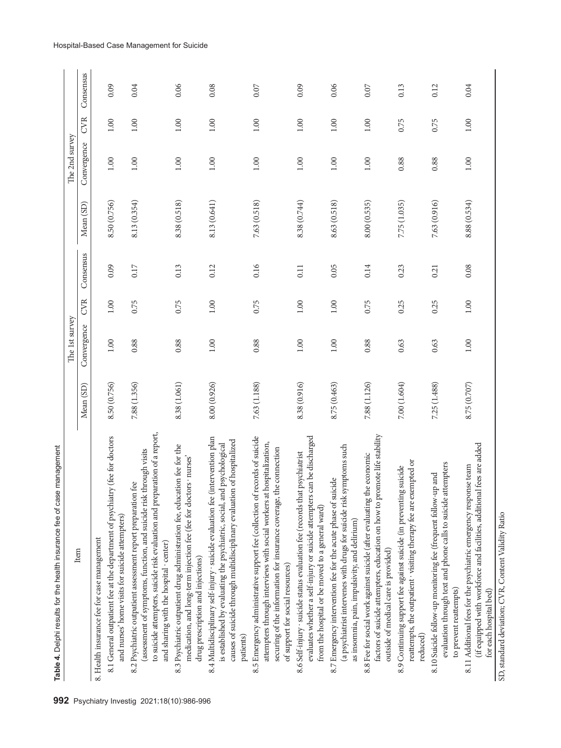**Table 4.** Delphi results for the health insurance fee of case management

| Item | The 1st survey | | | | The 2nd survey | | | |
|---|---|---|---|---|---|---|---|---|
| | Mean (SD) | Convergence | CVR | Consensus | Mean (SD) | Convergence | CVR | Consensus |
| 8. Health insurance fee for case management | | | | | | | | |
| 8.1 General outpatient fee at the department of psychiatry (fee for doctors and nurses' home visits for suicide attempters) | 8.50 (0.756) | 1.00 | 1.00 | 0.09 | 8.50 (0.756) | 1.00 | 1.00 | 0.09 |
| 8.2 Psychiatric outpatient assessment report preparation fee (assessment of symptoms, function, and suicide risk through visits to suicide attempters, suicide risk evaluation and preparation of a report, and sharing with the hospital · center) | 7.88 (1.356) | 0.88 | 0.75 | 0.17 | 8.13 (0.354) | 1.00 | 1.00 | 0.04 |
| 8.3 Psychiatric outpatient drug administration fee, education fee for the medication, and long-term injection fee (fee for doctors · nurses' drug prescription and injections) | 8.38 (1.061) | 0.88 | 0.75 | 0.13 | 8.38 (0.518) | 1.00 | 1.00 | 0.06 |
| 8.4 Multidisciplinary self-injury · suicide evaluation fee (intervention plan is established by evaluating the psychiatric, social, and psychological causes of suicide through multidisciplinary evaluation of hospitalized patients) | 8.00 (0.926) | 1.00 | 1.00 | 0.12 | 8.13 (0.641) | 1.00 | 1.00 | 0.08 |
| 8.5 Emergency administrative support fee (collection of records of suicide attempters through interviews with social workers at hospitalization, securing of the information for insurance coverage, the connection of support for social resources) | 7.63 (1.188) | 0.88 | 0.75 | 0.16 | 7.63 (0.518) | 1.00 | 1.00 | 0.07 |
| 8.6 Self-injury · suicide status evaluation fee (records that psychiatrist evaluates whether a self-injury or suicide attempters can be discharged from the hospital or be moved to a general ward) | 8.38 (0.916) | 1.00 | 1.00 | 0.11 | 8.38 (0.744) | 1.00 | 1.00 | 0.09 |
| 8.7 Emergency intervention fee for the acute phase of suicide (a psychiatrist intervenes with drugs for suicide risk symptoms such as insomnia, pain, impulsivity, and delirium) | 8.75 (0.463) | 1.00 | 1.00 | 0.05 | 8.63 (0.518) | 1.00 | 1.00 | 0.06 |
| 8.8 Fee for social work against suicide (after evaluating the economic factors of suicide attempters, education on how to promote life stability outside of medical care is provided) | 7.88 (1.126) | 0.88 | 0.75 | 0.14 | 8.00 (0.535) | 1.00 | 1.00 | 0.07 |
| 8.9 Continuing support fee against suicide (in preventing suicide reattempts, the outpatient · visiting therapy fee are exempted or reduced) | 7.00 (1.604) | 0.63 | 0.25 | 0.23 | 7.75 (1.035) | 0.88 | 0.75 | 0.13 |
| 8.10 Suicide follow-up monitoring fee (frequent follow-up and evaluation through text and phone calls to suicide attempters to prevent reattempts) | 7.25 (1.488) | 0.63 | 0.25 | 0.21 | 7.63 (0.916) | 0.88 | 0.75 | 0.12 |
| 8.11 Additional fees for the psychiatric emergency response team (if equipped with workforce and facilities, additional fees are added for each hospital bed) | 8.75 (0.707) | 1.00 | 1.00 | 0.08 | 8.88 (0.534) | 1.00 | 1.00 | 0.04 |

SD, standard deviation; CVR, Content Validity Ratio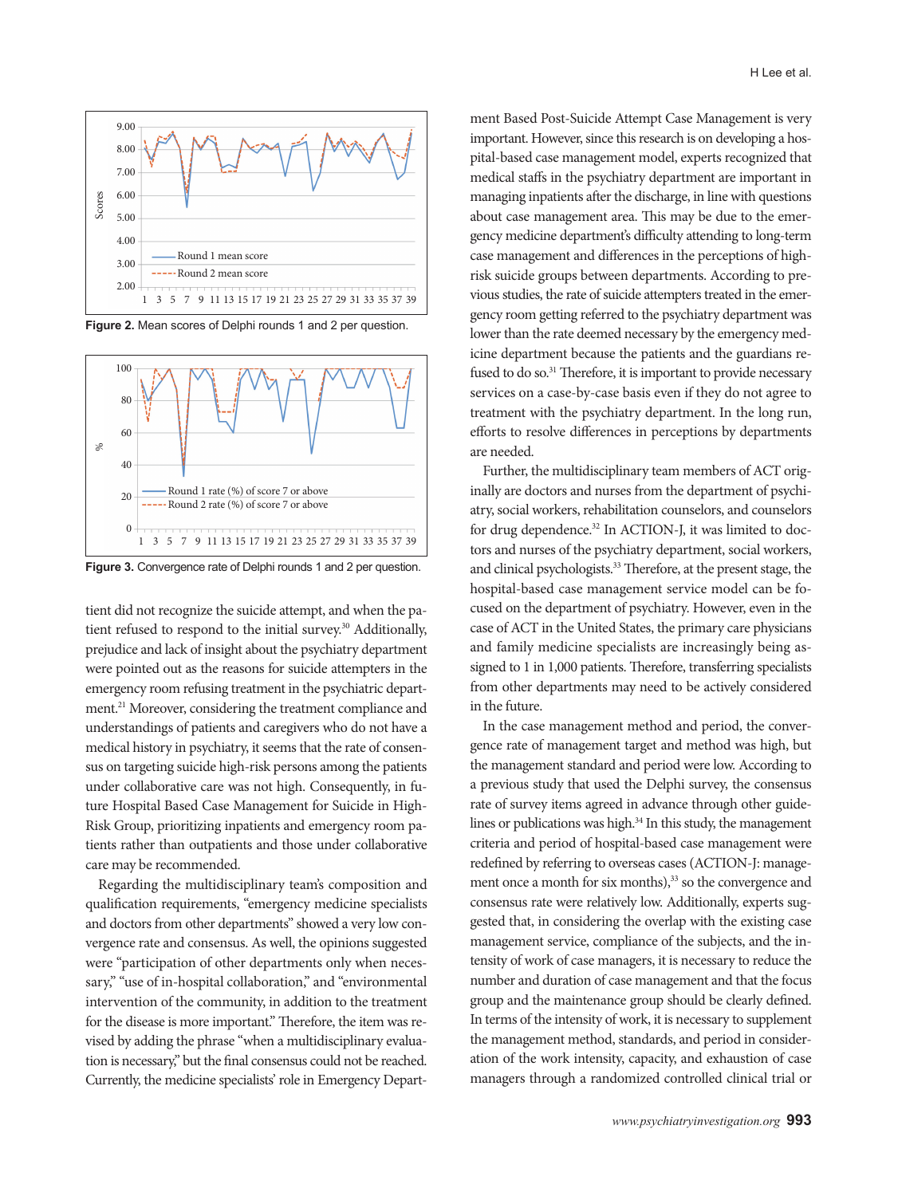Figure 2. Mean scores of Delphi rounds 1 and 2 per question.

Figure 3. Convergence rate of Delphi rounds 1 and 2 per question.

tient did not recognize the suicide attempt, and when the patient refused to respond to the initial survey.[30] Additionally, prejudice and lack of insight about the psychiatry department were pointed out as the reasons for suicide attempters in the emergency room refusing treatment in the psychiatric department.[21] Moreover, considering the treatment compliance and understandings of patients and caregivers who do not have a medical history in psychiatry, it seems that the rate of consensus on targeting suicide high-risk persons among the patients under collaborative care was not high. Consequently, in future Hospital Based Case Management for Suicide in High-Risk Group, prioritizing inpatients and emergency room patients rather than outpatients and those under collaborative care may be recommended.

Regarding the multidisciplinary team's composition and qualification requirements, "emergency medicine specialists and doctors from other departments" showed a very low convergence rate and consensus. As well, the opinions suggested were "participation of other departments only when necessary," "use of in-hospital collaboration," and "environmental intervention of the community, in addition to the treatment for the disease is more important." Therefore, the item was revised by adding the phrase "when a multidisciplinary evaluation is necessary," but the final consensus could not be reached. Currently, the medicine specialists' role in Emergency Department Based Post-Suicide Attempt Case Management is very important. However, since this research is on developing a hospital-based case management model, experts recognized that medical staffs in the psychiatry department are important in managing inpatients after the discharge, in line with questions about case management area. This may be due to the emergency medicine department's difficulty attending to long-term case management and differences in the perceptions of high-risk suicide groups between departments. According to previous studies, the rate of suicide attempters treated in the emergency room getting referred to the psychiatry department was lower than the rate deemed necessary by the emergency medicine department because the patients and the guardians refused to do so.[31] Therefore, it is important to provide necessary services on a case-by-case basis even if they do not agree to treatment with the psychiatry department. In the long run, efforts to resolve differences in perceptions by departments are needed.

Further, the multidisciplinary team members of ACT originally are doctors and nurses from the department of psychiatry, social workers, rehabilitation counselors, and counselors for drug dependence.[32] In ACTION-J, it was limited to doctors and nurses of the psychiatry department, social workers, and clinical psychologists.[33] Therefore, at the present stage, the hospital-based case management service model can be focused on the department of psychiatry. However, even in the case of ACT in the United States, the primary care physicians and family medicine specialists are increasingly being assigned to 1 in 1,000 patients. Therefore, transferring specialists from other departments may need to be actively considered in the future.

In the case management method and period, the convergence rate of management target and method was high, but the management standard and period were low. According to a previous study that used the Delphi survey, the consensus rate of survey items agreed in advance through other guidelines or publications was high.[34] In this study, the management criteria and period of hospital-based case management were redefined by referring to overseas cases (ACTION-J: management once a month for six months),[33] so the convergence and consensus rate were relatively low. Additionally, experts suggested that, in considering the overlap with the existing case management service, compliance of the subjects, and the intensity of work of case managers, it is necessary to reduce the number and duration of case management and that the focus group and the maintenance group should be clearly defined. In terms of the intensity of work, it is necessary to supplement the management method, standards, and period in consideration of the work intensity, capacity, and exhaustion of case managers through a randomized controlled clinical trial or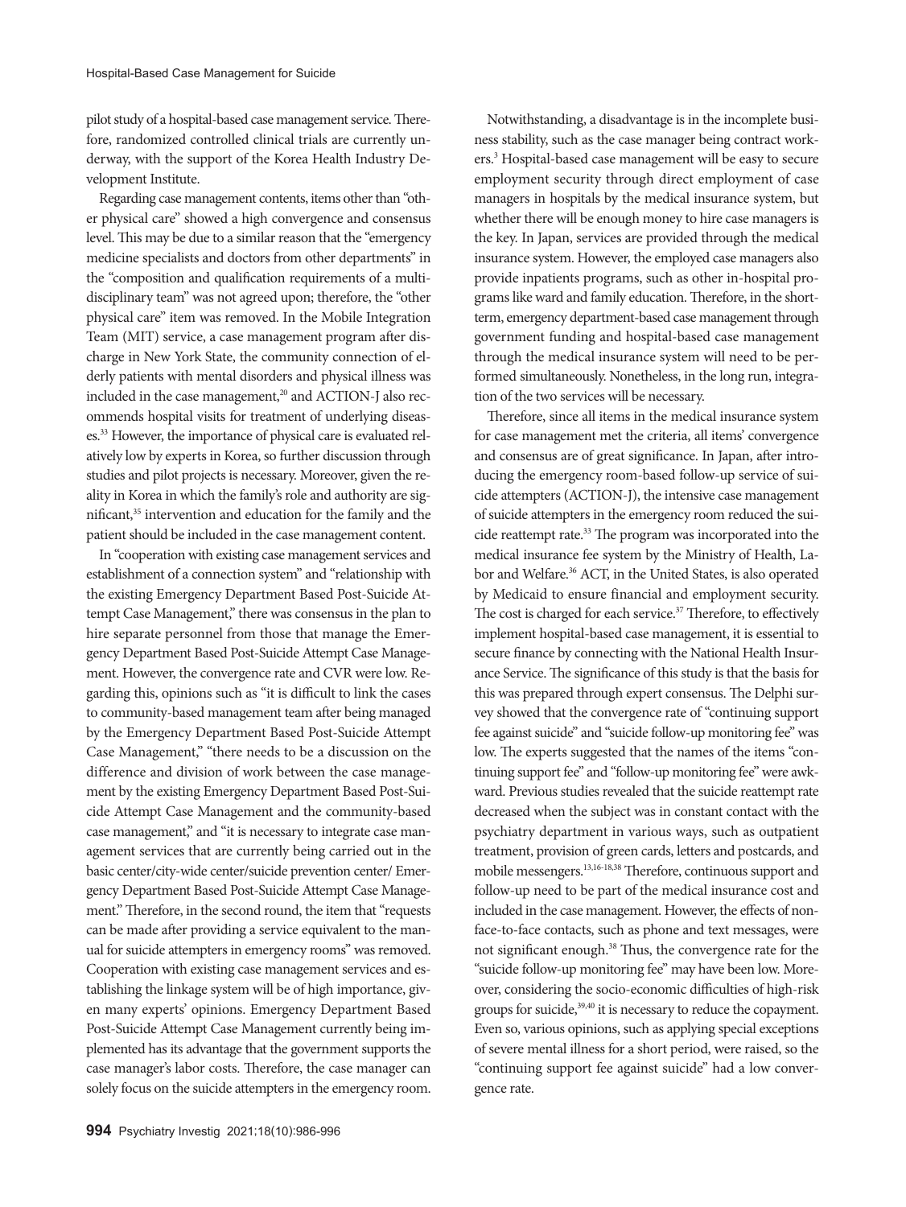pilot study of a hospital-based case management service. Therefore, randomized controlled clinical trials are currently underway, with the support of the Korea Health Industry Development Institute.

Regarding case management contents, items other than "other physical care" showed a high convergence and consensus level. This may be due to a similar reason that the "emergency medicine specialists and doctors from other departments" in the "composition and qualification requirements of a multidisciplinary team" was not agreed upon; therefore, the "other physical care" item was removed. In the Mobile Integration Team (MIT) service, a case management program after discharge in New York State, the community connection of elderly patients with mental disorders and physical illness was included in the case management,[20] and ACTION-J also recommends hospital visits for treatment of underlying diseases.[33] However, the importance of physical care is evaluated relatively low by experts in Korea, so further discussion through studies and pilot projects is necessary. Moreover, given the reality in Korea in which the family's role and authority are significant,[35] intervention and education for the family and the patient should be included in the case management content.

In "cooperation with existing case management services and establishment of a connection system" and "relationship with the existing Emergency Department Based Post-Suicide Attempt Case Management," there was consensus in the plan to hire separate personnel from those that manage the Emergency Department Based Post-Suicide Attempt Case Management. However, the convergence rate and CVR were low. Regarding this, opinions such as "it is difficult to link the cases to community-based management team after being managed by the Emergency Department Based Post-Suicide Attempt Case Management," "there needs to be a discussion on the difference and division of work between the case management by the existing Emergency Department Based Post-Suicide Attempt Case Management and the community-based case management," and "it is necessary to integrate case management services that are currently being carried out in the basic center/city-wide center/suicide prevention center/ Emergency Department Based Post-Suicide Attempt Case Management." Therefore, in the second round, the item that "requests can be made after providing a service equivalent to the manual for suicide attempters in emergency rooms" was removed. Cooperation with existing case management services and establishing the linkage system will be of high importance, given many experts' opinions. Emergency Department Based Post-Suicide Attempt Case Management currently being implemented has its advantage that the government supports the case manager's labor costs. Therefore, the case manager can solely focus on the suicide attempters in the emergency room.

Notwithstanding, a disadvantage is in the incomplete business stability, such as the case manager being contract workers.[3] Hospital-based case management will be easy to secure employment security through direct employment of case managers in hospitals by the medical insurance system, but whether there will be enough money to hire case managers is the key. In Japan, services are provided through the medical insurance system. However, the employed case managers also provide inpatients programs, such as other in-hospital programs like ward and family education. Therefore, in the short-term, emergency department-based case management through government funding and hospital-based case management through the medical insurance system will need to be performed simultaneously. Nonetheless, in the long run, integration of the two services will be necessary.

Therefore, since all items in the medical insurance system for case management met the criteria, all items' convergence and consensus are of great significance. In Japan, after introducing the emergency room-based follow-up service of suicide attempters (ACTION-J), the intensive case management of suicide attempters in the emergency room reduced the suicide reattempt rate.[33] The program was incorporated into the medical insurance fee system by the Ministry of Health, Labor and Welfare.[36] ACT, in the United States, is also operated by Medicaid to ensure financial and employment security. The cost is charged for each service.[37] Therefore, to effectively implement hospital-based case management, it is essential to secure finance by connecting with the National Health Insurance Service. The significance of this study is that the basis for this was prepared through expert consensus. The Delphi survey showed that the convergence rate of "continuing support fee against suicide" and "suicide follow-up monitoring fee" was low. The experts suggested that the names of the items "continuing support fee" and "follow-up monitoring fee" were awkward. Previous studies revealed that the suicide reattempt rate decreased when the subject was in constant contact with the psychiatry department in various ways, such as outpatient treatment, provision of green cards, letters and postcards, and mobile messengers.[13,16-18,38] Therefore, continuous support and follow-up need to be part of the medical insurance cost and included in the case management. However, the effects of non-face-to-face contacts, such as phone and text messages, were not significant enough.[38] Thus, the convergence rate for the "suicide follow-up monitoring fee" may have been low. Moreover, considering the socio-economic difficulties of high-risk groups for suicide,[39,40] it is necessary to reduce the copayment. Even so, various opinions, such as applying special exceptions of severe mental illness for a short period, were raised, so the "continuing support fee against suicide" had a low convergence rate.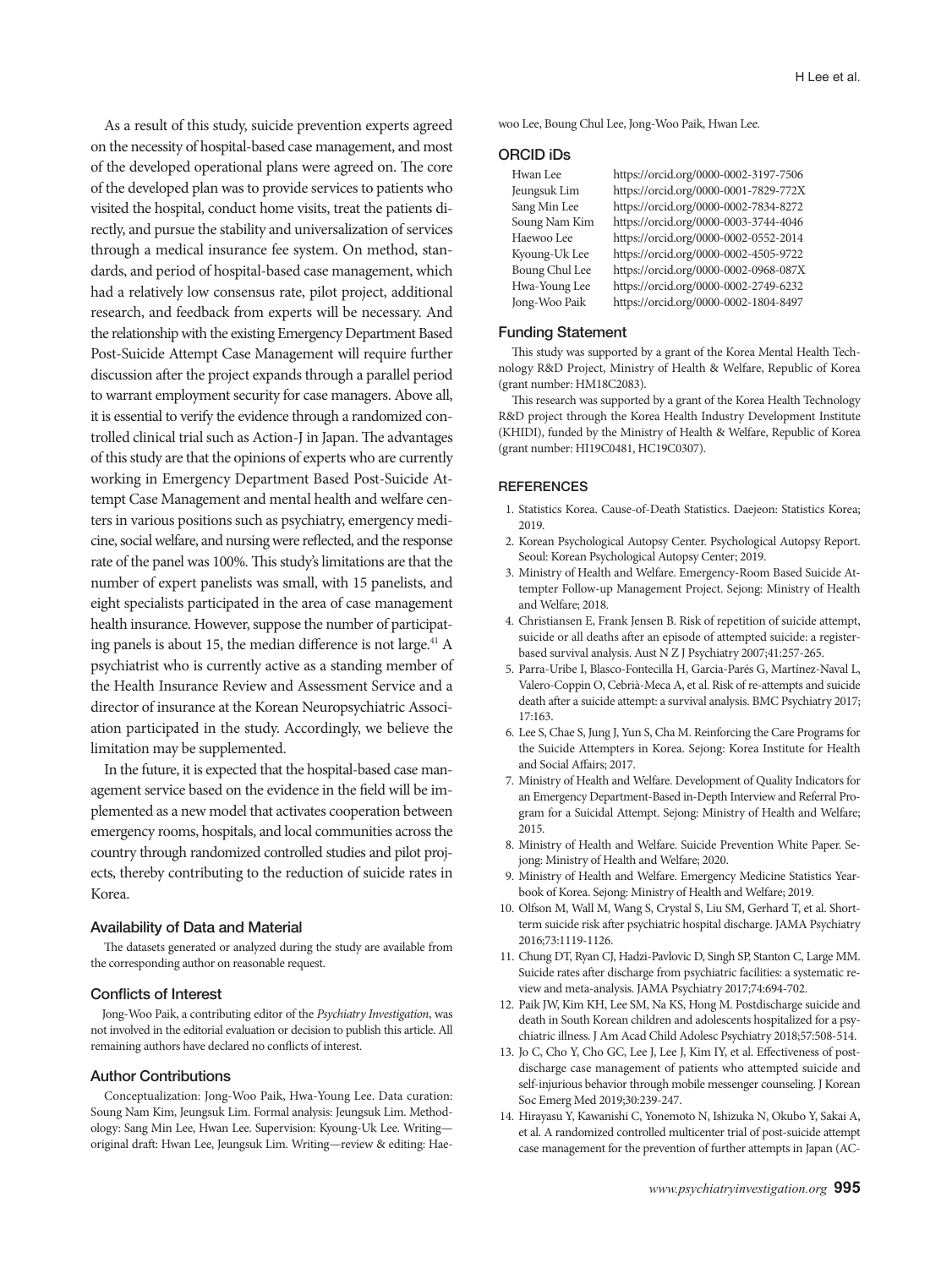As a result of this study, suicide prevention experts agreed on the necessity of hospital-based case management, and most of the developed operational plans were agreed on. The core of the developed plan was to provide services to patients who visited the hospital, conduct home visits, treat the patients directly, and pursue the stability and universalization of services through a medical insurance fee system. On method, standards, and period of hospital-based case management, which had a relatively low consensus rate, pilot project, additional research, and feedback from experts will be necessary. And the relationship with the existing Emergency Department Based Post-Suicide Attempt Case Management will require further discussion after the project expands through a parallel period to warrant employment security for case managers. Above all, it is essential to verify the evidence through a randomized controlled clinical trial such as Action-J in Japan. The advantages of this study are that the opinions of experts who are currently working in Emergency Department Based Post-Suicide Attempt Case Management and mental health and welfare centers in various positions such as psychiatry, emergency medicine, social welfare, and nursing were reflected, and the response rate of the panel was 100%. This study's limitations are that the number of expert panelists was small, with 15 panelists, and eight specialists participated in the area of case management health insurance. However, suppose the number of participating panels is about 15, the median difference is not large.[41] A psychiatrist who is currently active as a standing member of the Health Insurance Review and Assessment Service and a director of insurance at the Korean Neuropsychiatric Association participated in the study. Accordingly, we believe the limitation may be supplemented.

In the future, it is expected that the hospital-based case management service based on the evidence in the field will be implemented as a new model that activates cooperation between emergency rooms, hospitals, and local communities across the country through randomized controlled studies and pilot projects, thereby contributing to the reduction of suicide rates in Korea.

### Availability of Data and Material

The datasets generated or analyzed during the study are available from the corresponding author on reasonable request.

### Conflicts of Interest

Jong-Woo Paik, a contributing editor of the *Psychiatry Investigation*, was not involved in the editorial evaluation or decision to publish this article. All remaining authors have declared no conflicts of interest.

### Author Contributions

Conceptualization: Jong-Woo Paik, Hwa-Young Lee. Data curation: Soung Nam Kim, Jeungsuk Lim. Formal analysis: Jeungsuk Lim. Methodology: Sang Min Lee, Hwan Lee. Supervision: Kyoung-Uk Lee. Writing—original draft: Hwan Lee, Jeungsuk Lim. Writing—review & editing: Haewoo Lee, Boung Chul Lee, Jong-Woo Paik, Hwan Lee.

### ORCID iDs

| | |
|---|---|
| Hwan Lee | https://orcid.org/0000-0002-3197-7506 |
| Jeungsuk Lim | https://orcid.org/0000-0001-7829-772X |
| Sang Min Lee | https://orcid.org/0000-0002-7834-8272 |
| Soung Nam Kim | https://orcid.org/0000-0003-3744-4046 |
| Haewoo Lee | https://orcid.org/0000-0002-0552-2014 |
| Kyoung-Uk Lee | https://orcid.org/0000-0002-4505-9722 |
| Boung Chul Lee | https://orcid.org/0000-0002-0968-087X |
| Hwa-Young Lee | https://orcid.org/0000-0002-2749-6232 |
| Jong-Woo Paik | https://orcid.org/0000-0002-1804-8497 |

### Funding Statement

This study was supported by a grant of the Korea Mental Health Technology R&D Project, Ministry of Health & Welfare, Republic of Korea (grant number: HM18C2083).

This research was supported by a grant of the Korea Health Technology R&D project through the Korea Health Industry Development Institute (KHIDI), funded by the Ministry of Health & Welfare, Republic of Korea (grant number: HI19C0481, HC19C0307).

### REFERENCES

1. Statistics Korea. Cause-of-Death Statistics. Daejeon: Statistics Korea; 2019.
2. Korean Psychological Autopsy Center. Psychological Autopsy Report. Seoul: Korean Psychological Autopsy Center; 2019.
3. Ministry of Health and Welfare. Emergency-Room Based Suicide Attempter Follow-up Management Project. Sejong: Ministry of Health and Welfare; 2018.
4. Christiansen E, Frank Jensen B. Risk of repetition of suicide attempt, suicide or all deaths after an episode of attempted suicide: a register-based survival analysis. Aust N Z J Psychiatry 2007;41:257-265.
5. Parra-Uribe I, Blasco-Fontecilla H, Garcia-Parés G, Martínez-Naval L, Valero-Coppin O, Cebrià-Meca A, et al. Risk of re-attempts and suicide death after a suicide attempt: a survival analysis. BMC Psychiatry 2017; 17:163.
6. Lee S, Chae S, Jung J, Yun S, Cha M. Reinforcing the Care Programs for the Suicide Attempters in Korea. Sejong: Korea Institute for Health and Social Affairs; 2017.
7. Ministry of Health and Welfare. Development of Quality Indicators for an Emergency Department-Based in-Depth Interview and Referral Program for a Suicidal Attempt. Sejong: Ministry of Health and Welfare; 2015.
8. Ministry of Health and Welfare. Suicide Prevention White Paper. Sejong: Ministry of Health and Welfare; 2020.
9. Ministry of Health and Welfare. Emergency Medicine Statistics Yearbook of Korea. Sejong: Ministry of Health and Welfare; 2019.
10. Olfson M, Wall M, Wang S, Crystal S, Liu SM, Gerhard T, et al. Short-term suicide risk after psychiatric hospital discharge. JAMA Psychiatry 2016;73:1119-1126.
11. Chung DT, Ryan CJ, Hadzi-Pavlovic D, Singh SP, Stanton C, Large MM. Suicide rates after discharge from psychiatric facilities: a systematic review and meta-analysis. JAMA Psychiatry 2017;74:694-702.
12. Paik JW, Kim KH, Lee SM, Na KS, Hong M. Postdischarge suicide and death in South Korean children and adolescents hospitalized for a psychiatric illness. J Am Acad Child Adolesc Psychiatry 2018;57:508-514.
13. Jo C, Cho Y, Cho GC, Lee J, Lee J, Kim IY, et al. Effectiveness of post-discharge case management of patients who attempted suicide and self-injurious behavior through mobile messenger counseling. J Korean Soc Emerg Med 2019;30:239-247.
14. Hirayasu Y, Kawanishi C, Yonemoto N, Ishizuka N, Okubo Y, Sakai A, et al. A randomized controlled multicenter trial of post-suicide attempt case management for the prevention of further attempts in Japan (AC-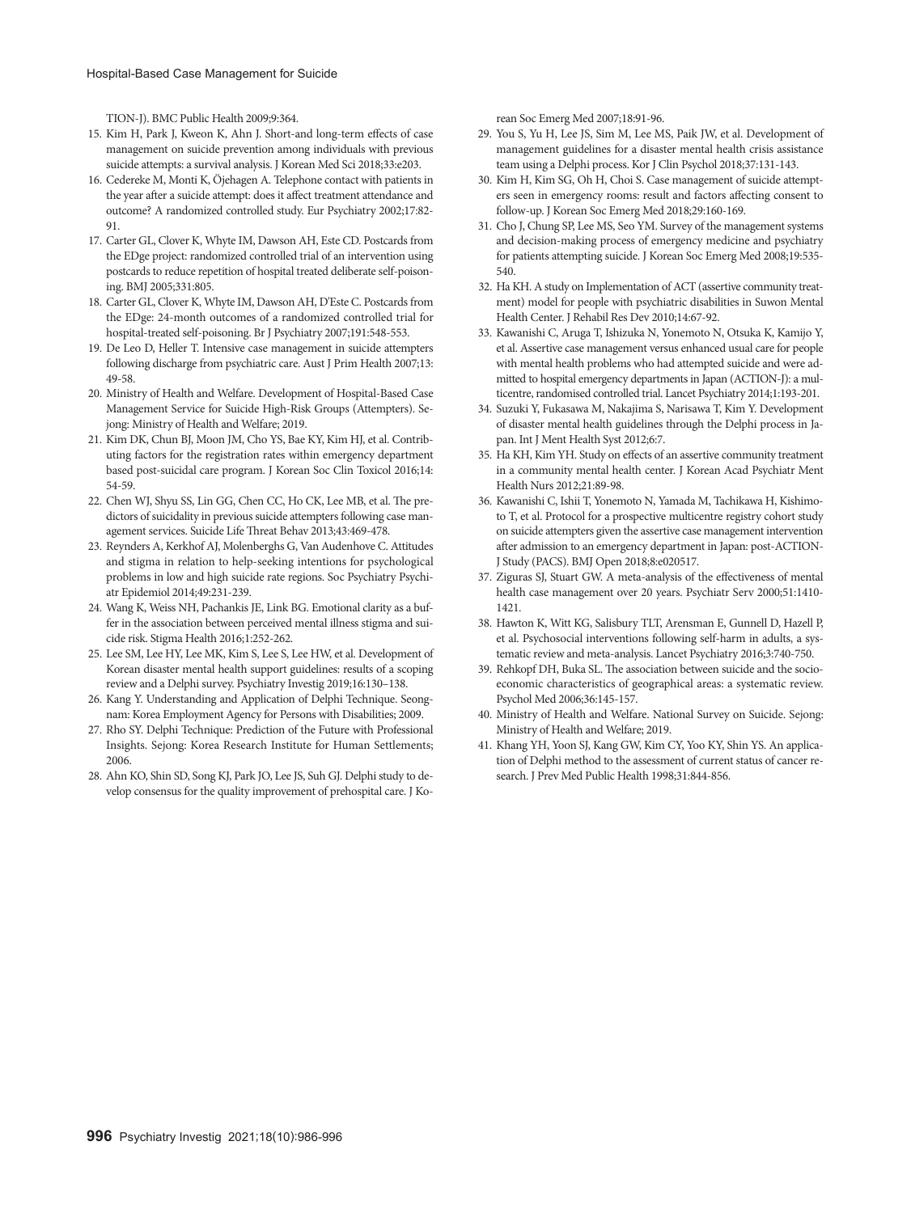TION-J). BMC Public Health 2009;9:364.

15. Kim H, Park J, Kweon K, Ahn J. Short-and long-term effects of case management on suicide prevention among individuals with previous suicide attempts: a survival analysis. J Korean Med Sci 2018;33:e203.
16. Cedereke M, Monti K, Öjehagen A. Telephone contact with patients in the year after a suicide attempt: does it affect treatment attendance and outcome? A randomized controlled study. Eur Psychiatry 2002;17:82-91.
17. Carter GL, Clover K, Whyte IM, Dawson AH, Este CD. Postcards from the EDge project: randomized controlled trial of an intervention using postcards to reduce repetition of hospital treated deliberate self-poisoning. BMJ 2005;331:805.
18. Carter GL, Clover K, Whyte IM, Dawson AH, D'Este C. Postcards from the EDge: 24-month outcomes of a randomized controlled trial for hospital-treated self-poisoning. Br J Psychiatry 2007;191:548-553.
19. De Leo D, Heller T. Intensive case management in suicide attempters following discharge from psychiatric care. Aust J Prim Health 2007;13:49-58.
20. Ministry of Health and Welfare. Development of Hospital-Based Case Management Service for Suicide High-Risk Groups (Attempters). Sejong: Ministry of Health and Welfare; 2019.
21. Kim DK, Chun BJ, Moon JM, Cho YS, Bae KY, Kim HJ, et al. Contributing factors for the registration rates within emergency department based post-suicidal care program. J Korean Soc Clin Toxicol 2016;14:54-59.
22. Chen WJ, Shyu SS, Lin GG, Chen CC, Ho CK, Lee MB, et al. The predictors of suicidality in previous suicide attempters following case management services. Suicide Life Threat Behav 2013;43:469-478.
23. Reynders A, Kerkhof AJ, Molenberghs G, Van Audenhove C. Attitudes and stigma in relation to help-seeking intentions for psychological problems in low and high suicide rate regions. Soc Psychiatry Psychiatr Epidemiol 2014;49:231-239.
24. Wang K, Weiss NH, Pachankis JE, Link BG. Emotional clarity as a buffer in the association between perceived mental illness stigma and suicide risk. Stigma Health 2016;1:252-262.
25. Lee SM, Lee HY, Lee MK, Kim S, Lee S, Lee HW, et al. Development of Korean disaster mental health support guidelines: results of a scoping review and a Delphi survey. Psychiatry Investig 2019;16:130–138.
26. Kang Y. Understanding and Application of Delphi Technique. Seongnam: Korea Employment Agency for Persons with Disabilities; 2009.
27. Rho SY. Delphi Technique: Prediction of the Future with Professional Insights. Sejong: Korea Research Institute for Human Settlements; 2006.
28. Ahn KO, Shin SD, Song KJ, Park JO, Lee JS, Suh GJ. Delphi study to develop consensus for the quality improvement of prehospital care. J Korean Soc Emerg Med 2007;18:91-96.
29. You S, Yu H, Lee JS, Sim M, Lee MS, Paik JW, et al. Development of management guidelines for a disaster mental health crisis assistance team using a Delphi process. Kor J Clin Psychol 2018;37:131-143.
30. Kim H, Kim SG, Oh H, Choi S. Case management of suicide attempters seen in emergency rooms: result and factors affecting consent to follow-up. J Korean Soc Emerg Med 2018;29:160-169.
31. Cho J, Chung SP, Lee MS, Seo YM. Survey of the management systems and decision-making process of emergency medicine and psychiatry for patients attempting suicide. J Korean Soc Emerg Med 2008;19:535-540.
32. Ha KH. A study on Implementation of ACT (assertive community treatment) model for people with psychiatric disabilities in Suwon Mental Health Center. J Rehabil Res Dev 2010;14:67-92.
33. Kawanishi C, Aruga T, Ishizuka N, Yonemoto N, Otsuka K, Kamijo Y, et al. Assertive case management versus enhanced usual care for people with mental health problems who had attempted suicide and were admitted to hospital emergency departments in Japan (ACTION-J): a multicentre, randomised controlled trial. Lancet Psychiatry 2014;1:193-201.
34. Suzuki Y, Fukasawa M, Nakajima S, Narisawa T, Kim Y. Development of disaster mental health guidelines through the Delphi process in Japan. Int J Ment Health Syst 2012;6:7.
35. Ha KH, Kim YH. Study on effects of an assertive community treatment in a community mental health center. J Korean Acad Psychiatr Ment Health Nurs 2012;21:89-98.
36. Kawanishi C, Ishii T, Yonemoto N, Yamada M, Tachikawa H, Kishimoto T, et al. Protocol for a prospective multicentre registry cohort study on suicide attempters given the assertive case management intervention after admission to an emergency department in Japan: post-ACTION-J Study (PACS). BMJ Open 2018;8:e020517.
37. Ziguras SJ, Stuart GW. A meta-analysis of the effectiveness of mental health case management over 20 years. Psychiatr Serv 2000;51:1410-1421.
38. Hawton K, Witt KG, Salisbury TLT, Arensman E, Gunnell D, Hazell P, et al. Psychosocial interventions following self-harm in adults, a systematic review and meta-analysis. Lancet Psychiatry 2016;3:740-750.
39. Rehkopf DH, Buka SL. The association between suicide and the socioeconomic characteristics of geographical areas: a systematic review. Psychol Med 2006;36:145-157.
40. Ministry of Health and Welfare. National Survey on Suicide. Sejong: Ministry of Health and Welfare; 2019.
41. Khang YH, Yoon SJ, Kang GW, Kim CY, Yoo KY, Shin YS. An application of Delphi method to the assessment of current status of cancer research. J Prev Med Public Health 1998;31:844-856.